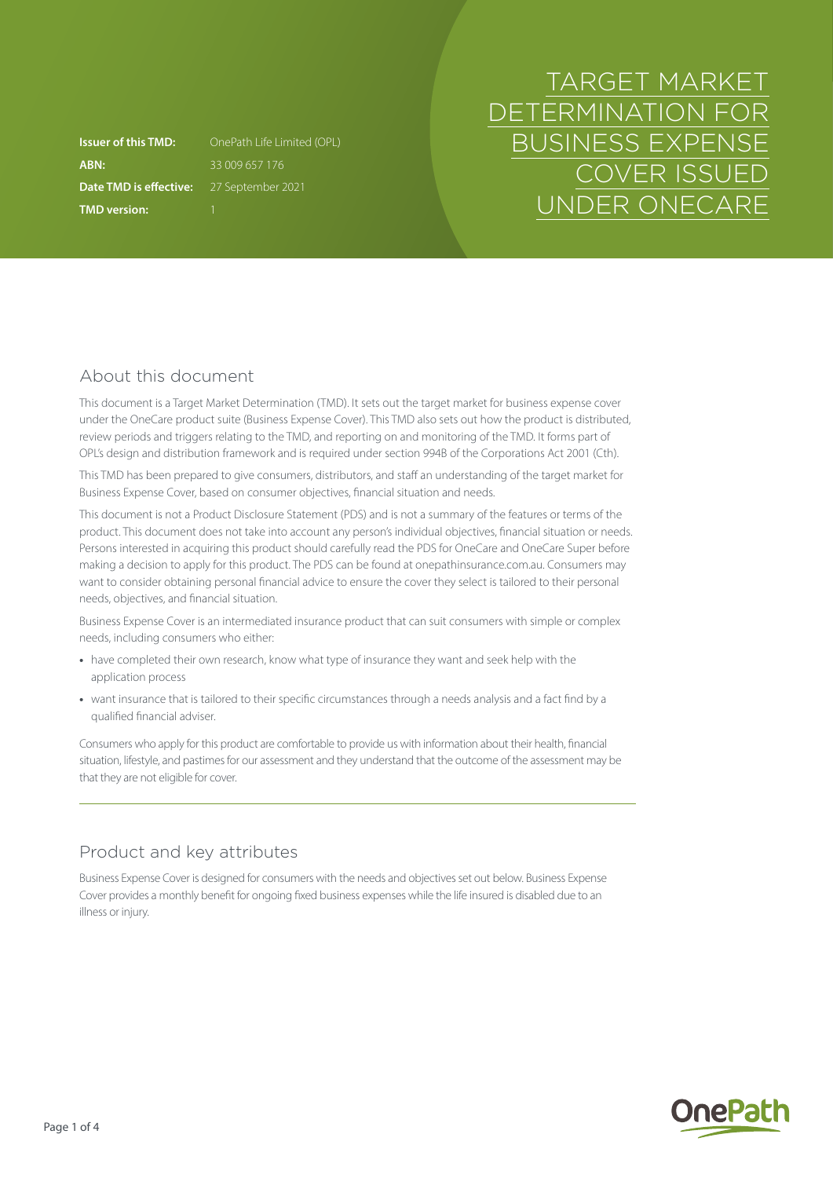# TARGET MARKET DETERMINATION FOR BUSINESS EXPENSE COVER ISSUED UNDER ONECARE

**Issuer of this TMD:** OnePath Life Limited (OPL)
**ABN:** 33 009 657 176
**Date TMD is effective:** 27 September 2021
**TMD version:** 1

## About this document

This document is a Target Market Determination (TMD). It sets out the target market for business expense cover under the OneCare product suite (Business Expense Cover). This TMD also sets out how the product is distributed, review periods and triggers relating to the TMD, and reporting on and monitoring of the TMD. It forms part of OPL's design and distribution framework and is required under section 994B of the Corporations Act 2001 (Cth).

This TMD has been prepared to give consumers, distributors, and staff an understanding of the target market for Business Expense Cover, based on consumer objectives, financial situation and needs.

This document is not a Product Disclosure Statement (PDS) and is not a summary of the features or terms of the product. This document does not take into account any person's individual objectives, financial situation or needs. Persons interested in acquiring this product should carefully read the PDS for OneCare and OneCare Super before making a decision to apply for this product. The PDS can be found at onepathinsurance.com.au. Consumers may want to consider obtaining personal financial advice to ensure the cover they select is tailored to their personal needs, objectives, and financial situation.

Business Expense Cover is an intermediated insurance product that can suit consumers with simple or complex needs, including consumers who either:

- have completed their own research, know what type of insurance they want and seek help with the application process
- want insurance that is tailored to their specific circumstances through a needs analysis and a fact find by a qualified financial adviser.

Consumers who apply for this product are comfortable to provide us with information about their health, financial situation, lifestyle, and pastimes for our assessment and they understand that the outcome of the assessment may be that they are not eligible for cover.

## Product and key attributes

Business Expense Cover is designed for consumers with the needs and objectives set out below. Business Expense Cover provides a monthly benefit for ongoing fixed business expenses while the life insured is disabled due to an illness or injury.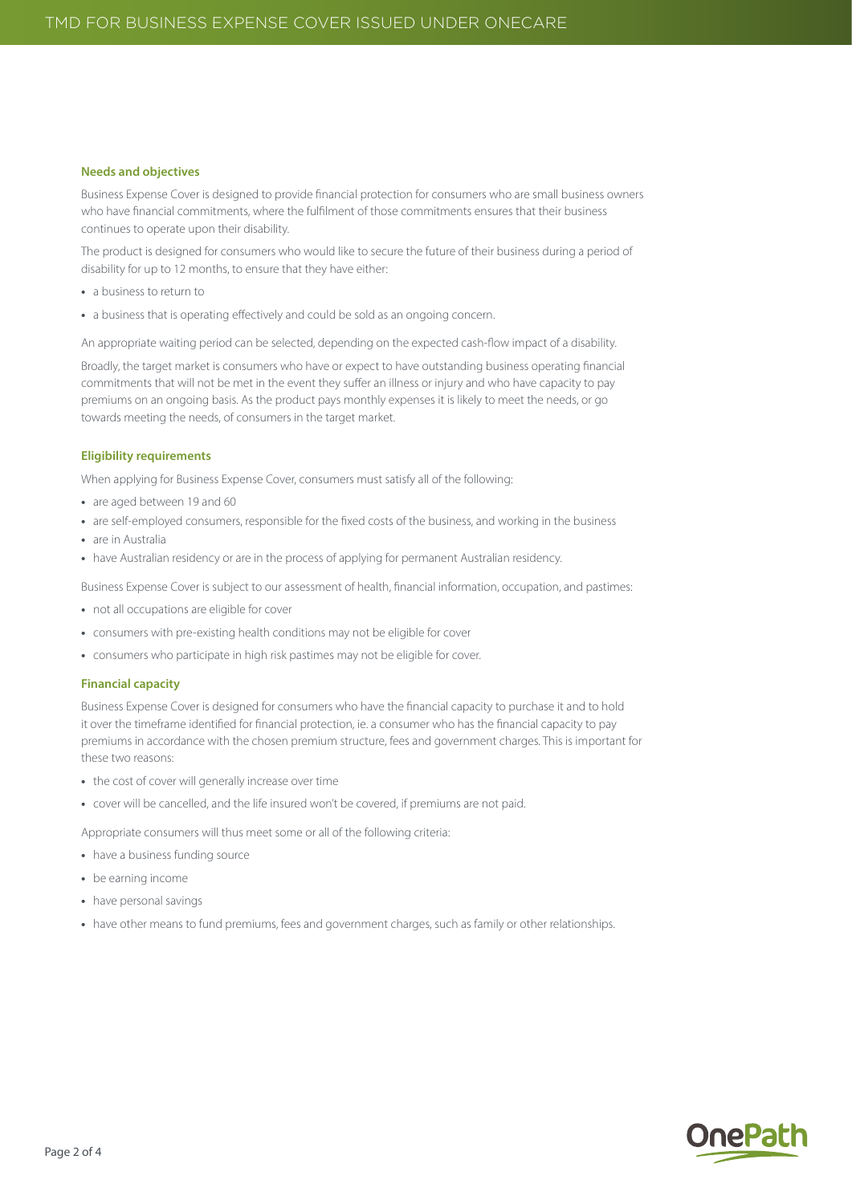### Needs and objectives

Business Expense Cover is designed to provide financial protection for consumers who are small business owners who have financial commitments, where the fulfilment of those commitments ensures that their business continues to operate upon their disability.

The product is designed for consumers who would like to secure the future of their business during a period of disability for up to 12 months, to ensure that they have either:

- a business to return to
- a business that is operating effectively and could be sold as an ongoing concern.

An appropriate waiting period can be selected, depending on the expected cash-flow impact of a disability.

Broadly, the target market is consumers who have or expect to have outstanding business operating financial commitments that will not be met in the event they suffer an illness or injury and who have capacity to pay premiums on an ongoing basis. As the product pays monthly expenses it is likely to meet the needs, or go towards meeting the needs, of consumers in the target market.

### Eligibility requirements

When applying for Business Expense Cover, consumers must satisfy all of the following:

- are aged between 19 and 60
- are self-employed consumers, responsible for the fixed costs of the business, and working in the business
- are in Australia
- have Australian residency or are in the process of applying for permanent Australian residency.

Business Expense Cover is subject to our assessment of health, financial information, occupation, and pastimes:

- not all occupations are eligible for cover
- consumers with pre-existing health conditions may not be eligible for cover
- consumers who participate in high risk pastimes may not be eligible for cover.

### Financial capacity

Business Expense Cover is designed for consumers who have the financial capacity to purchase it and to hold it over the timeframe identified for financial protection, ie. a consumer who has the financial capacity to pay premiums in accordance with the chosen premium structure, fees and government charges. This is important for these two reasons:

- the cost of cover will generally increase over time
- cover will be cancelled, and the life insured won't be covered, if premiums are not paid.

Appropriate consumers will thus meet some or all of the following criteria:

- have a business funding source
- be earning income
- have personal savings
- have other means to fund premiums, fees and government charges, such as family or other relationships.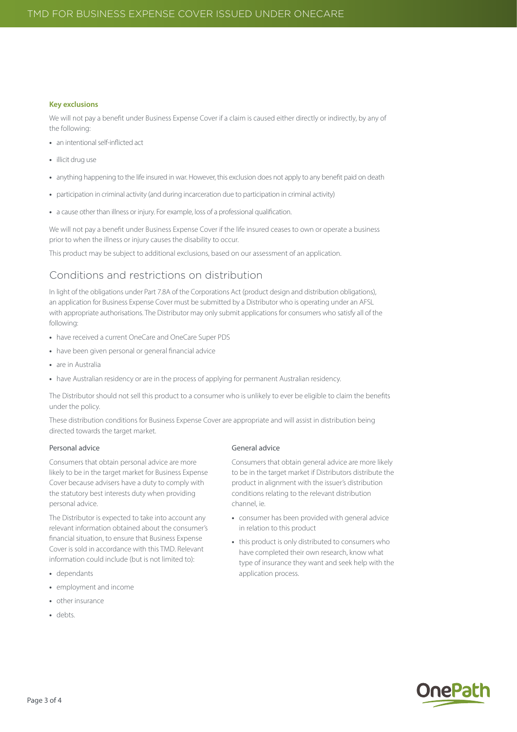### Key exclusions

We will not pay a benefit under Business Expense Cover if a claim is caused either directly or indirectly, by any of the following:

- an intentional self-inflicted act
- illicit drug use
- anything happening to the life insured in war. However, this exclusion does not apply to any benefit paid on death
- participation in criminal activity (and during incarceration due to participation in criminal activity)
- a cause other than illness or injury. For example, loss of a professional qualification.

We will not pay a benefit under Business Expense Cover if the life insured ceases to own or operate a business prior to when the illness or injury causes the disability to occur.

This product may be subject to additional exclusions, based on our assessment of an application.

## Conditions and restrictions on distribution

In light of the obligations under Part 7.8A of the Corporations Act (product design and distribution obligations), an application for Business Expense Cover must be submitted by a Distributor who is operating under an AFSL with appropriate authorisations. The Distributor may only submit applications for consumers who satisfy all of the following:

- have received a current OneCare and OneCare Super PDS
- have been given personal or general financial advice
- are in Australia
- have Australian residency or are in the process of applying for permanent Australian residency.

The Distributor should not sell this product to a consumer who is unlikely to ever be eligible to claim the benefits under the policy.

These distribution conditions for Business Expense Cover are appropriate and will assist in distribution being directed towards the target market.

### Personal advice

Consumers that obtain personal advice are more likely to be in the target market for Business Expense Cover because advisers have a duty to comply with the statutory best interests duty when providing personal advice.

The Distributor is expected to take into account any relevant information obtained about the consumer's financial situation, to ensure that Business Expense Cover is sold in accordance with this TMD. Relevant information could include (but is not limited to):

- dependants
- employment and income
- other insurance
- debts.

### General advice

Consumers that obtain general advice are more likely to be in the target market if Distributors distribute the product in alignment with the issuer's distribution conditions relating to the relevant distribution channel, ie.

- consumer has been provided with general advice in relation to this product
- this product is only distributed to consumers who have completed their own research, know what type of insurance they want and seek help with the application process.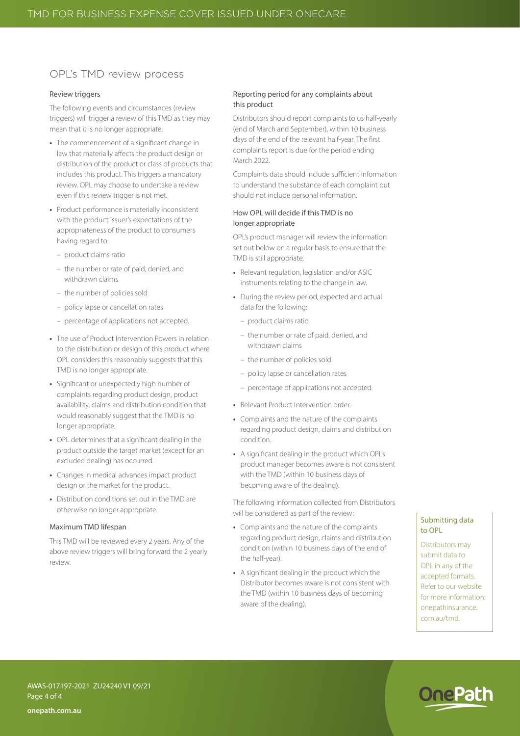## OPL's TMD review process

### Review triggers

The following events and circumstances (review triggers) will trigger a review of this TMD as they may mean that it is no longer appropriate.

- The commencement of a significant change in law that materially affects the product design or distribution of the product or class of products that includes this product. This triggers a mandatory review. OPL may choose to undertake a review even if this review trigger is not met.
- Product performance is materially inconsistent with the product issuer's expectations of the appropriateness of the product to consumers having regard to:
  - product claims ratio
  - the number or rate of paid, denied, and withdrawn claims
  - the number of policies sold
  - policy lapse or cancellation rates
  - percentage of applications not accepted.
- The use of Product Intervention Powers in relation to the distribution or design of this product where OPL considers this reasonably suggests that this TMD is no longer appropriate.
- Significant or unexpectedly high number of complaints regarding product design, product availability, claims and distribution condition that would reasonably suggest that the TMD is no longer appropriate.
- OPL determines that a significant dealing in the product outside the target market (except for an excluded dealing) has occurred.
- Changes in medical advances impact product design or the market for the product.
- Distribution conditions set out in the TMD are otherwise no longer appropriate.

### Maximum TMD lifespan

This TMD will be reviewed every 2 years. Any of the above review triggers will bring forward the 2 yearly review.

### Reporting period for any complaints about this product

Distributors should report complaints to us half-yearly (end of March and September), within 10 business days of the end of the relevant half-year. The first complaints report is due for the period ending March 2022.

Complaints data should include sufficient information to understand the substance of each complaint but should not include personal information.

### How OPL will decide if this TMD is no longer appropriate

OPL's product manager will review the information set out below on a regular basis to ensure that the TMD is still appropriate.

- Relevant regulation, legislation and/or ASIC instruments relating to the change in law.
- During the review period, expected and actual data for the following:
  - product claims ratio
  - the number or rate of paid, denied, and withdrawn claims
  - the number of policies sold
  - policy lapse or cancellation rates
  - percentage of applications not accepted.
- Relevant Product Intervention order.
- Complaints and the nature of the complaints regarding product design, claims and distribution condition.
- A significant dealing in the product which OPL's product manager becomes aware is not consistent with the TMD (within 10 business days of becoming aware of the dealing).

The following information collected from Distributors will be considered as part of the review:

- Complaints and the nature of the complaints regarding product design, claims and distribution condition (within 10 business days of the end of the half-year).
- A significant dealing in the product which the Distributor becomes aware is not consistent with the TMD (within 10 business days of becoming aware of the dealing).

### Submitting data to OPL

Distributors may submit data to OPL in any of the accepted formats. Refer to our website for more information: onepathinsurance.com.au/tmd.